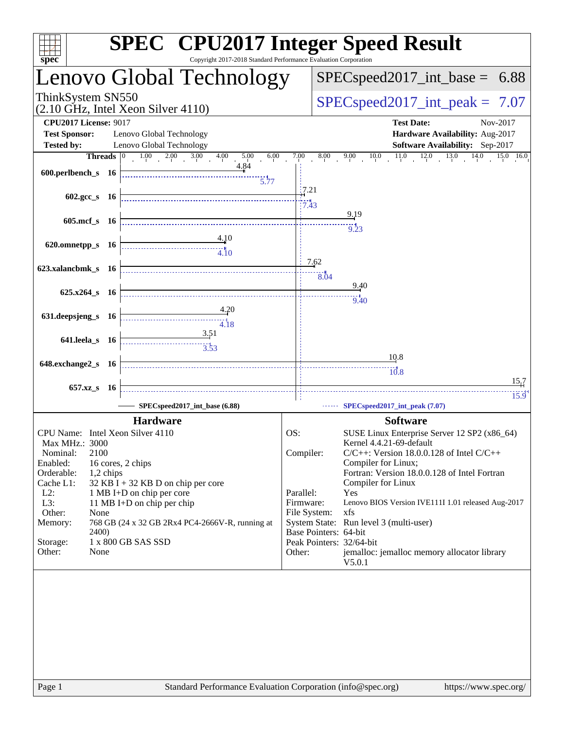# SPEC CPU2017 Integer Speed Result

Copyright 2017-2018 Standard Performance Evaluation Corporation

## Lenovo Global Technology

ThinkSystem SN550
(2.10 GHz, Intel Xeon Silver 4110)

SPECspeed2017_int_base = 6.88

SPECspeed2017_int_peak = 7.07

**CPU2017 License:** 9017
**Test Sponsor:** Lenovo Global Technology
**Tested by:** Lenovo Global Technology

**Test Date:** Nov-2017
**Hardware Availability:** Aug-2017
**Software Availability:** Sep-2017

| Benchmark | Threads | SPECspeed2017_int_base (6.88) | SPECspeed2017_int_peak (7.07) |
|---|---|---|---|
| 600.perlbench_s | 16 | 4.84 | 5.77 |
| 602.gcc_s | 16 | 7.21 | 7.43 |
| 605.mcf_s | 16 | 9.19 | 9.23 |
| 620.omnetpp_s | 16 | 4.10 | 4.10 |
| 623.xalancbmk_s | 16 | 7.62 | 8.04 |
| 625.x264_s | 16 | 9.40 | 9.40 |
| 631.deepsjeng_s | 16 | 4.20 | 4.18 |
| 641.leela_s | 16 | 3.51 | 3.53 |
| 648.exchange2_s | 16 | 10.8 | 10.8 |
| 657.xz_s | 16 | 15.7 | 15.9 |

### Hardware

| | |
|---|---|
| CPU Name: | Intel Xeon Silver 4110 |
| Max MHz.: | 3000 |
| Nominal: | 2100 |
| Enabled: | 16 cores, 2 chips |
| Orderable: | 1,2 chips |
| Cache L1: | 32 KB I + 32 KB D on chip per core |
| L2: | 1 MB I+D on chip per core |
| L3: | 11 MB I+D on chip per chip |
| Other: | None |
| Memory: | 768 GB (24 x 32 GB 2Rx4 PC4-2666V-R, running at 2400) |
| Storage: | 1 x 800 GB SAS SSD |
| Other: | None |

### Software

| | |
|---|---|
| OS: | SUSE Linux Enterprise Server 12 SP2 (x86_64) Kernel 4.4.21-69-default |
| Compiler: | C/C++: Version 18.0.0.128 of Intel C/C++ Compiler for Linux; Fortran: Version 18.0.0.128 of Intel Fortran Compiler for Linux |
| Parallel: | Yes |
| Firmware: | Lenovo BIOS Version IVE111I 1.01 released Aug-2017 |
| File System: | xfs |
| System State: | Run level 3 (multi-user) |
| Base Pointers: | 64-bit |
| Peak Pointers: | 32/64-bit |
| Other: | jemalloc: jemalloc memory allocator library V5.0.1 |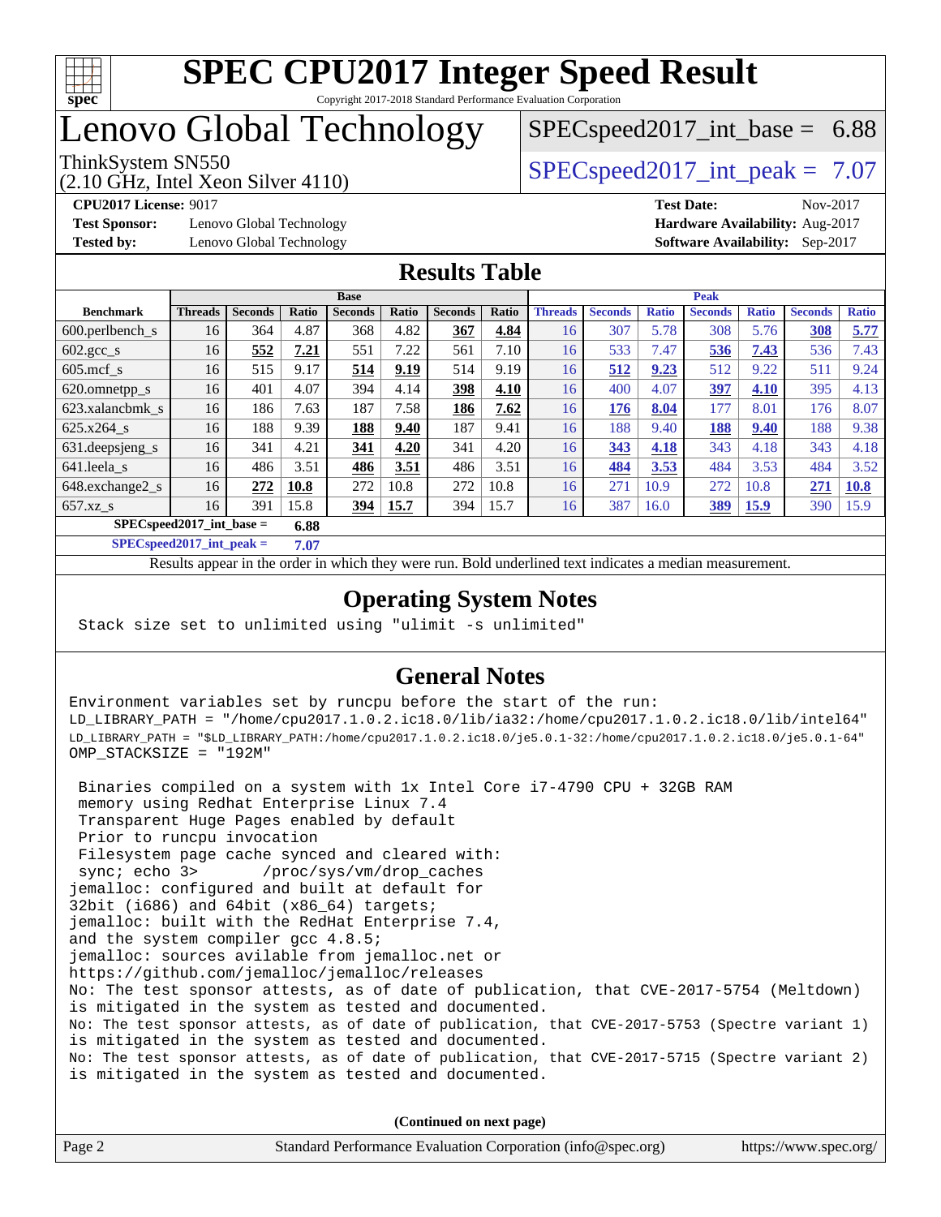# SPEC CPU2017 Integer Speed Result

Copyright 2017-2018 Standard Performance Evaluation Corporation

# Lenovo Global Technology

ThinkSystem SN550
(2.10 GHz, Intel Xeon Silver 4110)

SPECspeed2017_int_base = 6.88

SPECspeed2017_int_peak = 7.07

**CPU2017 License:** 9017
**Test Sponsor:** Lenovo Global Technology
**Tested by:** Lenovo Global Technology

**Test Date:** Nov-2017
**Hardware Availability:** Aug-2017
**Software Availability:** Sep-2017

## Results Table

| Benchmark | Base | | | | | | | Peak | | | | | | |
|---|---|---|---|---|---|---|---|---|---|---|---|---|---|---|
| | Threads | Seconds | Ratio | Seconds | Ratio | Seconds | Ratio | Threads | Seconds | Ratio | Seconds | Ratio | Seconds | Ratio |
| 600.perlbench_s | 16 | 364 | 4.87 | 368 | 4.82 | **367** | **4.84** | 16 | 307 | 5.78 | 308 | 5.76 | **308** | **5.77** |
| 602.gcc_s | 16 | **552** | **7.21** | 551 | 7.22 | 561 | 7.10 | 16 | 533 | 7.47 | **536** | **7.43** | 536 | 7.43 |
| 605.mcf_s | 16 | 515 | 9.17 | **514** | **9.19** | 514 | 9.19 | 16 | **512** | **9.23** | 512 | 9.22 | 511 | 9.24 |
| 620.omnetpp_s | 16 | 401 | 4.07 | 394 | 4.14 | **398** | **4.10** | 16 | 400 | 4.07 | **397** | **4.10** | 395 | 4.13 |
| 623.xalancbmk_s | 16 | 186 | 7.63 | 187 | 7.58 | **186** | **7.62** | 16 | **176** | **8.04** | 177 | 8.01 | 176 | 8.07 |
| 625.x264_s | 16 | 188 | 9.39 | **188** | **9.40** | 187 | 9.41 | 16 | 188 | 9.40 | **188** | **9.40** | 188 | 9.38 |
| 631.deepsjeng_s | 16 | 341 | 4.21 | **341** | **4.20** | 341 | 4.20 | 16 | **343** | **4.18** | 343 | 4.18 | 343 | 4.18 |
| 641.leela_s | 16 | 486 | 3.51 | **486** | **3.51** | 486 | 3.51 | 16 | **484** | **3.53** | 484 | 3.53 | 484 | 3.52 |
| 648.exchange2_s | 16 | **272** | **10.8** | 272 | 10.8 | 272 | 10.8 | 16 | 271 | 10.9 | 272 | 10.8 | **271** | **10.8** |
| 657.xz_s | 16 | 391 | 15.8 | **394** | **15.7** | 394 | 15.7 | 16 | 387 | 16.0 | **389** | **15.9** | 390 | 15.9 |

**SPECspeed2017_int_base =** **6.88**

**SPECspeed2017_int_peak =** **7.07**

Results appear in the order in which they were run. Bold underlined text indicates a median measurement.

## Operating System Notes

```
Stack size set to unlimited using "ulimit -s unlimited"
```

## General Notes

```
Environment variables set by runcpu before the start of the run:
LD_LIBRARY_PATH = "/home/cpu2017.1.0.2.ic18.0/lib/ia32:/home/cpu2017.1.0.2.ic18.0/lib/intel64"
LD_LIBRARY_PATH = "$LD_LIBRARY_PATH:/home/cpu2017.1.0.2.ic18.0/je5.0.1-32:/home/cpu2017.1.0.2.ic18.0/je5.0.1-64"
OMP_STACKSIZE = "192M"

 Binaries compiled on a system with 1x Intel Core i7-4790 CPU + 32GB RAM
 memory using Redhat Enterprise Linux 7.4
 Transparent Huge Pages enabled by default
 Prior to runcpu invocation
 Filesystem page cache synced and cleared with:
 sync; echo 3>       /proc/sys/vm/drop_caches
jemalloc: configured and built at default for
32bit (i686) and 64bit (x86_64) targets;
jemalloc: built with the RedHat Enterprise 7.4,
and the system compiler gcc 4.8.5;
jemalloc: sources avilable from jemalloc.net or
https://github.com/jemalloc/jemalloc/releases
No: The test sponsor attests, as of date of publication, that CVE-2017-5754 (Meltdown)
is mitigated in the system as tested and documented.
No: The test sponsor attests, as of date of publication, that CVE-2017-5753 (Spectre variant 1)
is mitigated in the system as tested and documented.
No: The test sponsor attests, as of date of publication, that CVE-2017-5715 (Spectre variant 2)
is mitigated in the system as tested and documented.
```

**(Continued on next page)**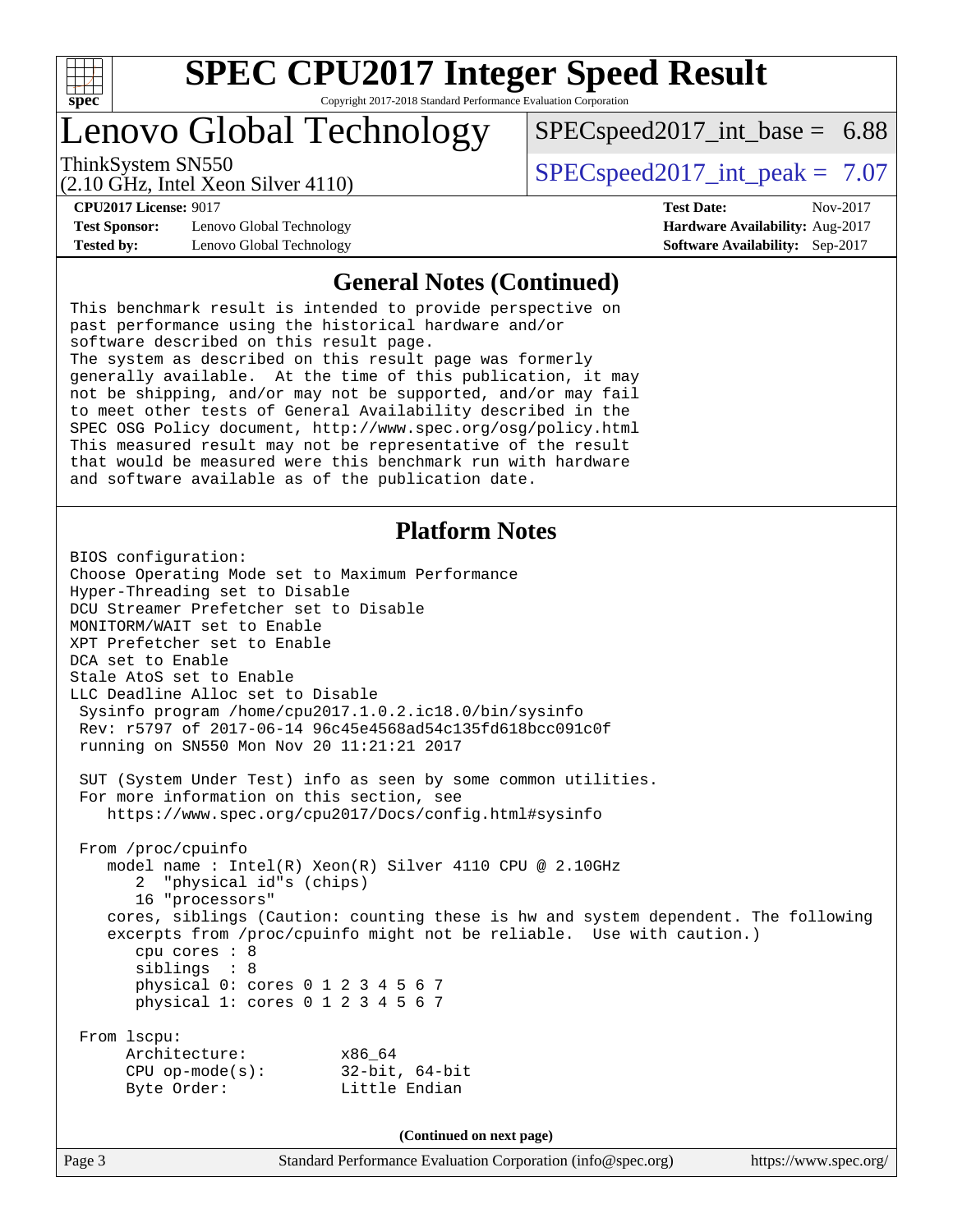# SPEC CPU2017 Integer Speed Result

Copyright 2017-2018 Standard Performance Evaluation Corporation

## Lenovo Global Technology

ThinkSystem SN550
(2.10 GHz, Intel Xeon Silver 4110)

SPECspeed2017_int_base = 6.88

SPECspeed2017_int_peak = 7.07

**CPU2017 License:** 9017
**Test Sponsor:** Lenovo Global Technology
**Tested by:** Lenovo Global Technology

**Test Date:** Nov-2017
**Hardware Availability:** Aug-2017
**Software Availability:** Sep-2017

## General Notes (Continued)

```
This benchmark result is intended to provide perspective on
past performance using the historical hardware and/or
software described on this result page.
The system as described on this result page was formerly
generally available.  At the time of this publication, it may
not be shipping, and/or may not be supported, and/or may fail
to meet other tests of General Availability described in the
SPEC OSG Policy document, http://www.spec.org/osg/policy.html
This measured result may not be representative of the result
that would be measured were this benchmark run with hardware
and software available as of the publication date.
```

## Platform Notes

```
BIOS configuration:
Choose Operating Mode set to Maximum Performance
Hyper-Threading set to Disable
DCU Streamer Prefetcher set to Disable
MONITORM/WAIT set to Enable
XPT Prefetcher set to Enable
DCA set to Enable
Stale AtoS set to Enable
LLC Deadline Alloc set to Disable
 Sysinfo program /home/cpu2017.1.0.2.ic18.0/bin/sysinfo
 Rev: r5797 of 2017-06-14 96c45e4568ad54c135fd618bcc091c0f
 running on SN550 Mon Nov 20 11:21:21 2017

 SUT (System Under Test) info as seen by some common utilities.
 For more information on this section, see
    https://www.spec.org/cpu2017/Docs/config.html#sysinfo

 From /proc/cpuinfo
    model name : Intel(R) Xeon(R) Silver 4110 CPU @ 2.10GHz
       2  "physical id"s (chips)
       16 "processors"
    cores, siblings (Caution: counting these is hw and system dependent. The following
    excerpts from /proc/cpuinfo might not be reliable.  Use with caution.)
       cpu cores : 8
       siblings  : 8
       physical 0: cores 0 1 2 3 4 5 6 7
       physical 1: cores 0 1 2 3 4 5 6 7

 From lscpu:
      Architecture:          x86_64
      CPU op-mode(s):        32-bit, 64-bit
      Byte Order:            Little Endian
```

(Continued on next page)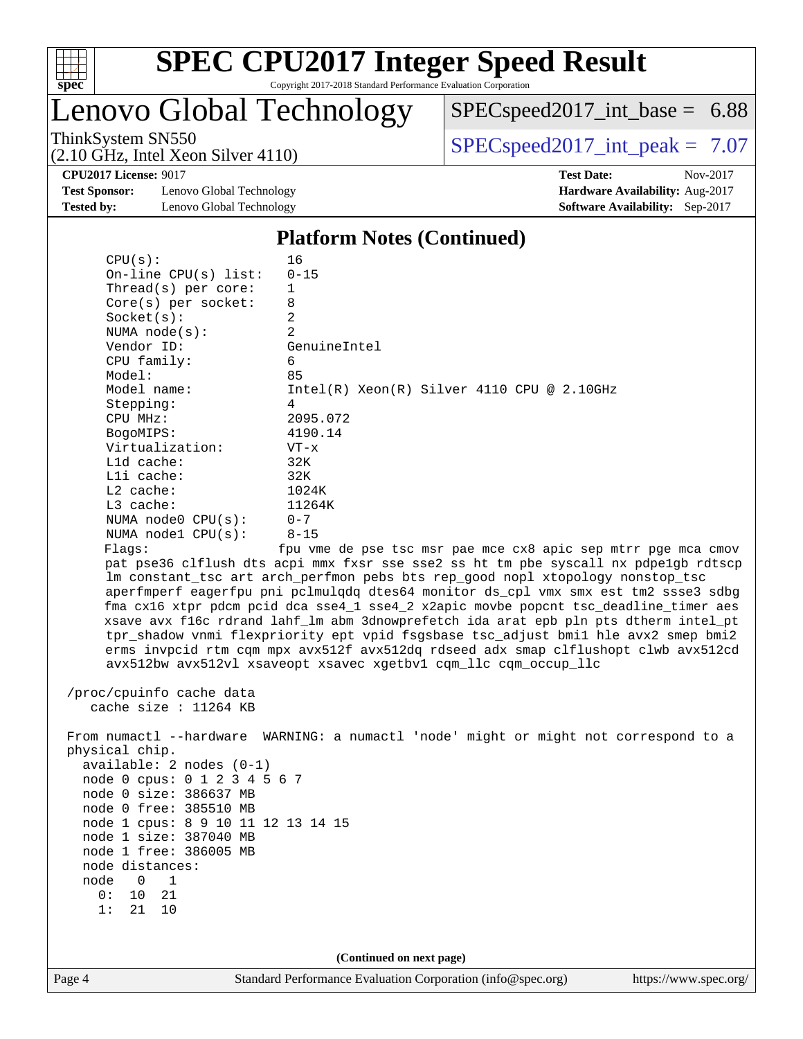# SPEC CPU2017 Integer Speed Result

Copyright 2017-2018 Standard Performance Evaluation Corporation

## Lenovo Global Technology

ThinkSystem SN550
(2.10 GHz, Intel Xeon Silver 4110)

SPECspeed2017_int_base = 6.88

SPECspeed2017_int_peak = 7.07

**CPU2017 License:** 9017
**Test Sponsor:** Lenovo Global Technology
**Tested by:** Lenovo Global Technology

**Test Date:** Nov-2017
**Hardware Availability:** Aug-2017
**Software Availability:** Sep-2017

### Platform Notes (Continued)

```
    CPU(s):                16
    On-line CPU(s) list:   0-15
    Thread(s) per core:    1
    Core(s) per socket:    8
    Socket(s):             2
    NUMA node(s):          2
    Vendor ID:             GenuineIntel
    CPU family:            6
    Model:                 85
    Model name:            Intel(R) Xeon(R) Silver 4110 CPU @ 2.10GHz
    Stepping:              4
    CPU MHz:               2095.072
    BogoMIPS:              4190.14
    Virtualization:        VT-x
    L1d cache:             32K
    L1i cache:             32K
    L2 cache:              1024K
    L3 cache:              11264K
    NUMA node0 CPU(s):     0-7
    NUMA node1 CPU(s):     8-15
    Flags:                 fpu vme de pse tsc msr pae mce cx8 apic sep mtrr pge mca cmov
    pat pse36 clflush dts acpi mmx fxsr sse sse2 ss ht tm pbe syscall nx pdpe1gb rdtscp
    lm constant_tsc art arch_perfmon pebs bts rep_good nopl xtopology nonstop_tsc
    aperfmperf eagerfpu pni pclmulqdq dtes64 monitor ds_cpl vmx smx est tm2 ssse3 sdbg
    fma cx16 xtpr pdcm pcid dca sse4_1 sse4_2 x2apic movbe popcnt tsc_deadline_timer aes
    xsave avx f16c rdrand lahf_lm abm 3dnowprefetch ida arat epb pln pts dtherm intel_pt
    tpr_shadow vnmi flexpriority ept vpid fsgsbase tsc_adjust bmi1 hle avx2 smep bmi2
    erms invpcid rtm cqm mpx avx512f avx512dq rdseed adx smap clflushopt clwb avx512cd
    avx512bw avx512vl xsaveopt xsavec xgetbv1 cqm_llc cqm_occup_llc

 /proc/cpuinfo cache data
    cache size : 11264 KB

 From numactl --hardware  WARNING: a numactl 'node' might or might not correspond to a
 physical chip.
   available: 2 nodes (0-1)
   node 0 cpus: 0 1 2 3 4 5 6 7
   node 0 size: 386637 MB
   node 0 free: 385510 MB
   node 1 cpus: 8 9 10 11 12 13 14 15
   node 1 size: 387040 MB
   node 1 free: 386005 MB
   node distances:
   node   0   1
     0:  10  21
     1:  21  10
```

(Continued on next page)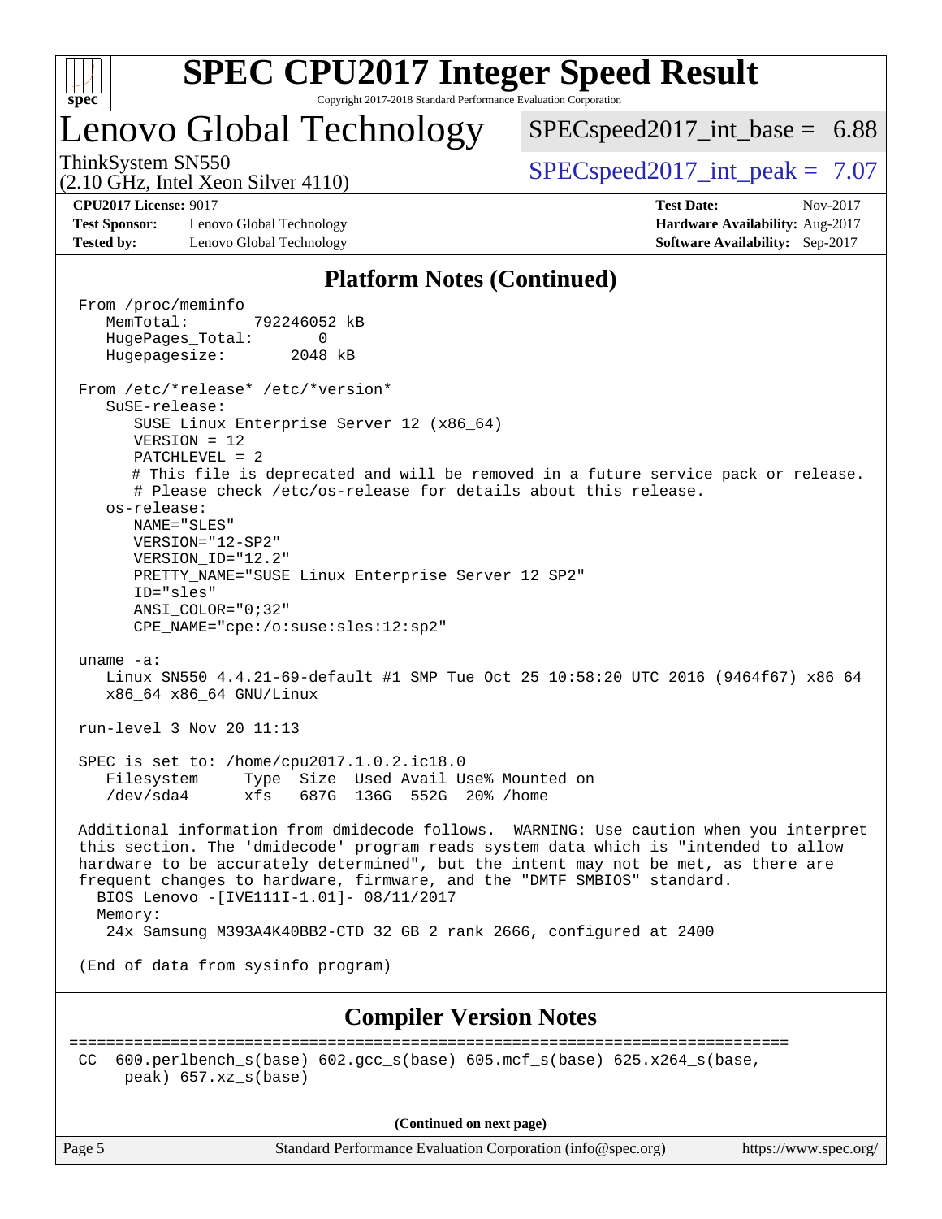## Platform Notes (Continued)

```
From /proc/meminfo
   MemTotal:       792246052 kB
   HugePages_Total:       0
   Hugepagesize:       2048 kB

From /etc/*release* /etc/*version*
   SuSE-release:
      SUSE Linux Enterprise Server 12 (x86_64)
      VERSION = 12
      PATCHLEVEL = 2
      # This file is deprecated and will be removed in a future service pack or release.
      # Please check /etc/os-release for details about this release.
   os-release:
      NAME="SLES"
      VERSION="12-SP2"
      VERSION_ID="12.2"
      PRETTY_NAME="SUSE Linux Enterprise Server 12 SP2"
      ID="sles"
      ANSI_COLOR="0;32"
      CPE_NAME="cpe:/o:suse:sles:12:sp2"

uname -a:
   Linux SN550 4.4.21-69-default #1 SMP Tue Oct 25 10:58:20 UTC 2016 (9464f67) x86_64
   x86_64 x86_64 GNU/Linux

run-level 3 Nov 20 11:13

SPEC is set to: /home/cpu2017.1.0.2.ic18.0
   Filesystem     Type  Size  Used Avail Use% Mounted on
   /dev/sda4      xfs   687G  136G  552G  20% /home

Additional information from dmidecode follows.  WARNING: Use caution when you interpret
this section. The 'dmidecode' program reads system data which is "intended to allow
hardware to be accurately determined", but the intent may not be met, as there are
frequent changes to hardware, firmware, and the "DMTF SMBIOS" standard.
  BIOS Lenovo -[IVE111I-1.01]- 08/11/2017
  Memory:
   24x Samsung M393A4K40BB2-CTD 32 GB 2 rank 2666, configured at 2400

(End of data from sysinfo program)
```

## Compiler Version Notes

```
==============================================================================
CC  600.perlbench_s(base) 602.gcc_s(base) 605.mcf_s(base) 625.x264_s(base,
     peak) 657.xz_s(base)
```

(Continued on next page)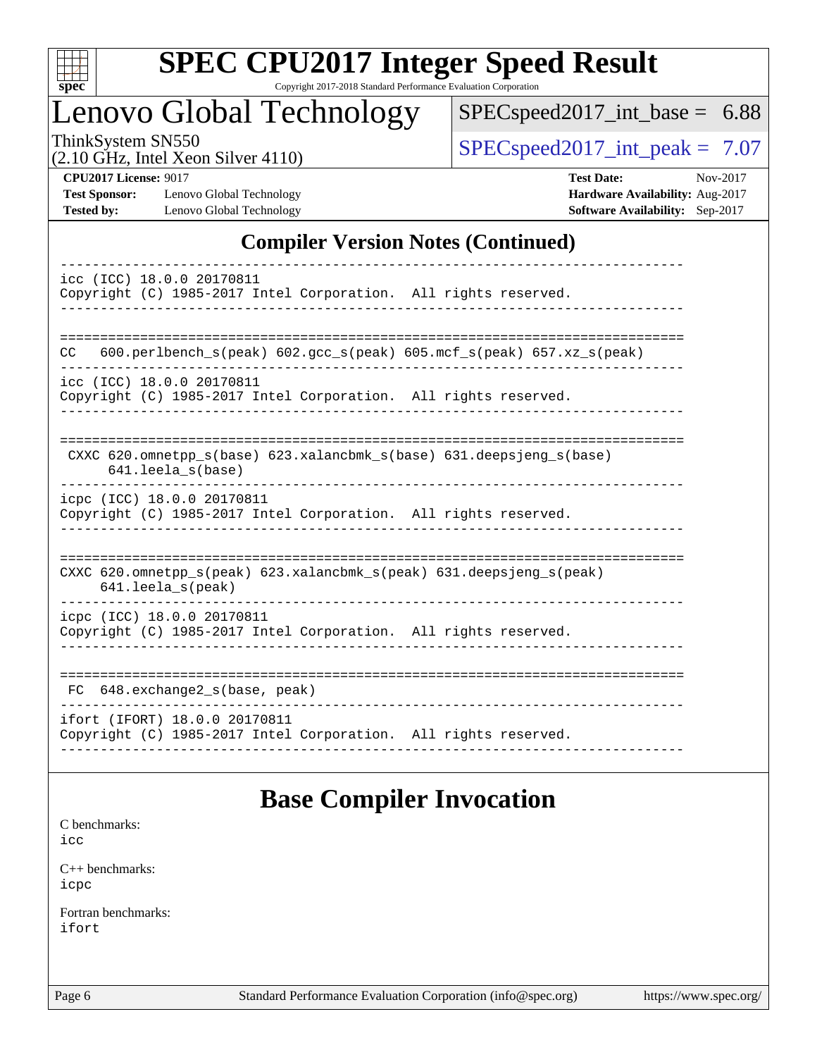## Compiler Version Notes (Continued)

```
------------------------------------------------------------------------------
icc (ICC) 18.0.0 20170811
Copyright (C) 1985-2017 Intel Corporation.  All rights reserved.
------------------------------------------------------------------------------

==============================================================================
CC  600.perlbench_s(peak) 602.gcc_s(peak) 605.mcf_s(peak) 657.xz_s(peak)
------------------------------------------------------------------------------
icc (ICC) 18.0.0 20170811
Copyright (C) 1985-2017 Intel Corporation.  All rights reserved.
------------------------------------------------------------------------------

==============================================================================
 CXXC 620.omnetpp_s(base) 623.xalancbmk_s(base) 631.deepsjeng_s(base)
      641.leela_s(base)
------------------------------------------------------------------------------
icpc (ICC) 18.0.0 20170811
Copyright (C) 1985-2017 Intel Corporation.  All rights reserved.
------------------------------------------------------------------------------

==============================================================================
CXXC 620.omnetpp_s(peak) 623.xalancbmk_s(peak) 631.deepsjeng_s(peak)
     641.leela_s(peak)
------------------------------------------------------------------------------
icpc (ICC) 18.0.0 20170811
Copyright (C) 1985-2017 Intel Corporation.  All rights reserved.
------------------------------------------------------------------------------

==============================================================================
 FC  648.exchange2_s(base, peak)
------------------------------------------------------------------------------
ifort (IFORT) 18.0.0 20170811
Copyright (C) 1985-2017 Intel Corporation.  All rights reserved.
------------------------------------------------------------------------------
```

## Base Compiler Invocation

C benchmarks:
icc

C++ benchmarks:
icpc

Fortran benchmarks:
ifort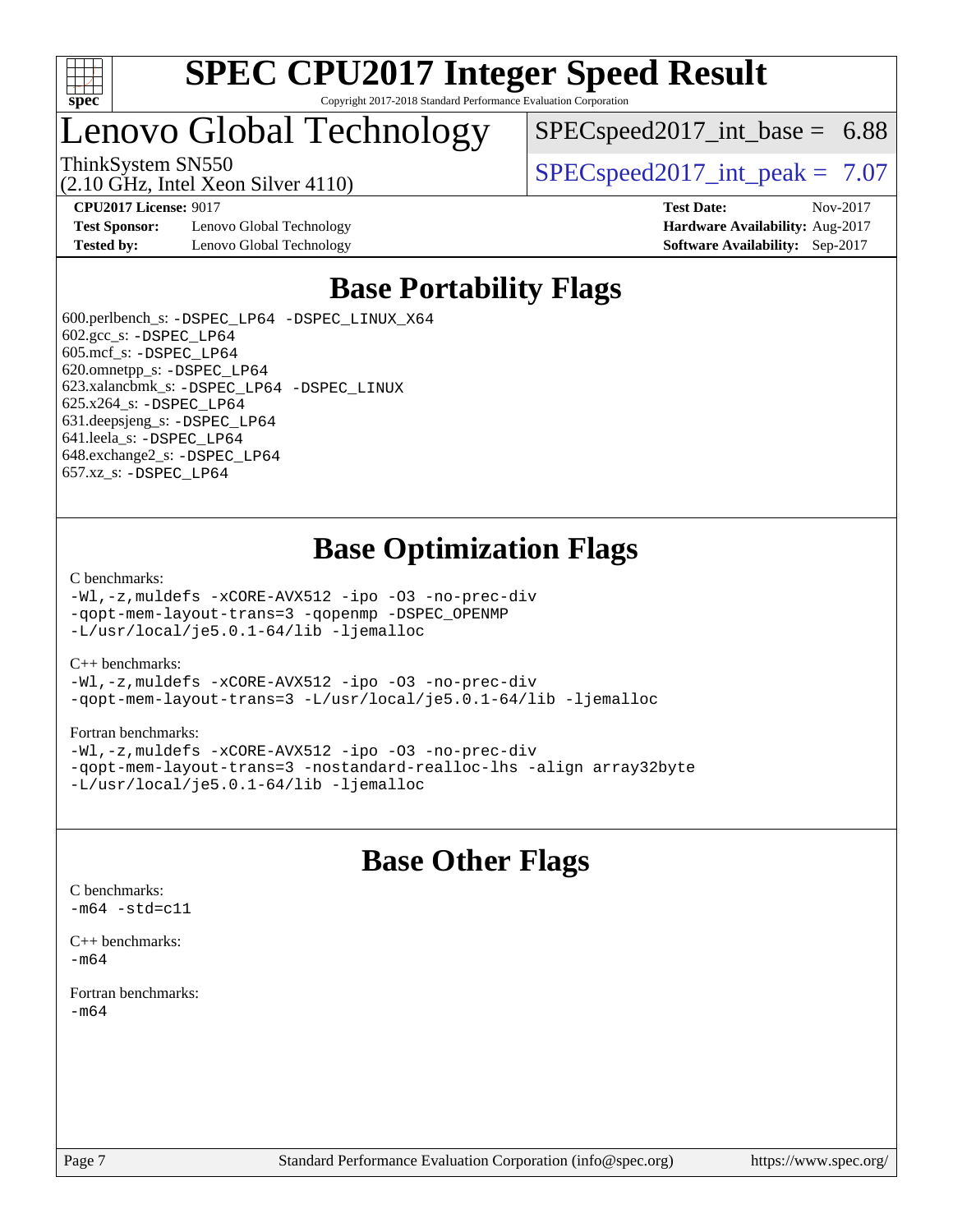# SPEC CPU2017 Integer Speed Result

Copyright 2017-2018 Standard Performance Evaluation Corporation

# Lenovo Global Technology

ThinkSystem SN550
(2.10 GHz, Intel Xeon Silver 4110)

SPECspeed2017_int_base = 6.88

SPECspeed2017_int_peak = 7.07

**CPU2017 License:** 9017
**Test Sponsor:** Lenovo Global Technology
**Tested by:** Lenovo Global Technology

**Test Date:** Nov-2017
**Hardware Availability:** Aug-2017
**Software Availability:** Sep-2017

## Base Portability Flags

600.perlbench_s: -DSPEC_LP64 -DSPEC_LINUX_X64
602.gcc_s: -DSPEC_LP64
605.mcf_s: -DSPEC_LP64
620.omnetpp_s: -DSPEC_LP64
623.xalancbmk_s: -DSPEC_LP64 -DSPEC_LINUX
625.x264_s: -DSPEC_LP64
631.deepsjeng_s: -DSPEC_LP64
641.leela_s: -DSPEC_LP64
648.exchange2_s: -DSPEC_LP64
657.xz_s: -DSPEC_LP64

## Base Optimization Flags

C benchmarks:
-Wl,-z,muldefs -xCORE-AVX512 -ipo -O3 -no-prec-div
-qopt-mem-layout-trans=3 -qopenmp -DSPEC_OPENMP
-L/usr/local/je5.0.1-64/lib -ljemalloc

C++ benchmarks:
-Wl,-z,muldefs -xCORE-AVX512 -ipo -O3 -no-prec-div
-qopt-mem-layout-trans=3 -L/usr/local/je5.0.1-64/lib -ljemalloc

Fortran benchmarks:
-Wl,-z,muldefs -xCORE-AVX512 -ipo -O3 -no-prec-div
-qopt-mem-layout-trans=3 -nostandard-realloc-lhs -align array32byte
-L/usr/local/je5.0.1-64/lib -ljemalloc

## Base Other Flags

C benchmarks:
-m64 -std=c11

C++ benchmarks:
-m64

Fortran benchmarks:
-m64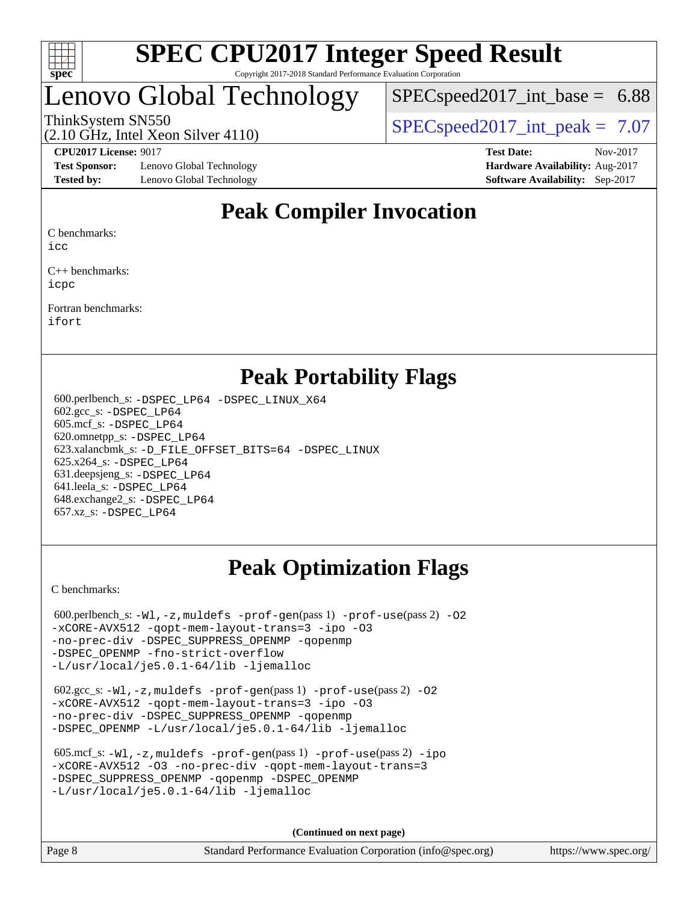# Peak Compiler Invocation

C benchmarks:
icc

C++ benchmarks:
icpc

Fortran benchmarks:
ifort

# Peak Portability Flags

600.perlbench_s: -DSPEC_LP64 -DSPEC_LINUX_X64
602.gcc_s: -DSPEC_LP64
605.mcf_s: -DSPEC_LP64
620.omnetpp_s: -DSPEC_LP64
623.xalancbmk_s: -D_FILE_OFFSET_BITS=64 -DSPEC_LINUX
625.x264_s: -DSPEC_LP64
631.deepsjeng_s: -DSPEC_LP64
641.leela_s: -DSPEC_LP64
648.exchange2_s: -DSPEC_LP64
657.xz_s: -DSPEC_LP64

# Peak Optimization Flags

C benchmarks:

600.perlbench_s: -Wl,-z,muldefs -prof-gen(pass 1) -prof-use(pass 2) -O2 -xCORE-AVX512 -qopt-mem-layout-trans=3 -ipo -O3 -no-prec-div -DSPEC_SUPPRESS_OPENMP -qopenmp -DSPEC_OPENMP -fno-strict-overflow -L/usr/local/je5.0.1-64/lib -ljemalloc

602.gcc_s: -Wl,-z,muldefs -prof-gen(pass 1) -prof-use(pass 2) -O2 -xCORE-AVX512 -qopt-mem-layout-trans=3 -ipo -O3 -no-prec-div -DSPEC_SUPPRESS_OPENMP -qopenmp -DSPEC_OPENMP -L/usr/local/je5.0.1-64/lib -ljemalloc

605.mcf_s: -Wl,-z,muldefs -prof-gen(pass 1) -prof-use(pass 2) -ipo -xCORE-AVX512 -O3 -no-prec-div -qopt-mem-layout-trans=3 -DSPEC_SUPPRESS_OPENMP -qopenmp -DSPEC_OPENMP -L/usr/local/je5.0.1-64/lib -ljemalloc

(Continued on next page)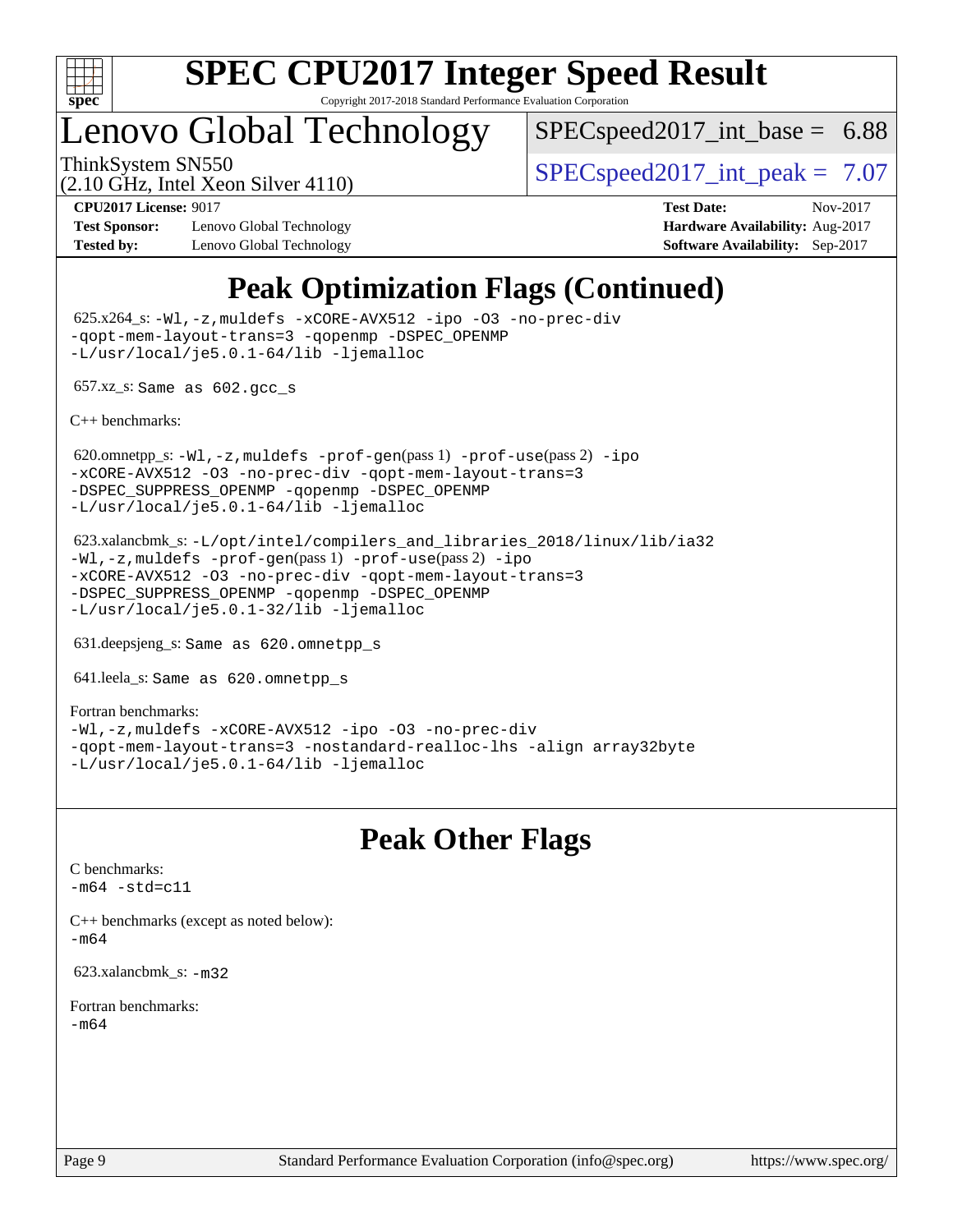# Peak Optimization Flags (Continued)

625.x264_s: `-Wl,-z,muldefs -xCORE-AVX512 -ipo -O3 -no-prec-div -qopt-mem-layout-trans=3 -qopenmp -DSPEC_OPENMP -L/usr/local/je5.0.1-64/lib -ljemalloc`

657.xz_s: `Same as 602.gcc_s`

C++ benchmarks:

620.omnetpp_s: `-Wl,-z,muldefs -prof-gen`(pass 1) `-prof-use`(pass 2) `-ipo -xCORE-AVX512 -O3 -no-prec-div -qopt-mem-layout-trans=3 -DSPEC_SUPPRESS_OPENMP -qopenmp -DSPEC_OPENMP -L/usr/local/je5.0.1-64/lib -ljemalloc`

623.xalancbmk_s: `-L/opt/intel/compilers_and_libraries_2018/linux/lib/ia32 -Wl,-z,muldefs -prof-gen`(pass 1) `-prof-use`(pass 2) `-ipo -xCORE-AVX512 -O3 -no-prec-div -qopt-mem-layout-trans=3 -DSPEC_SUPPRESS_OPENMP -qopenmp -DSPEC_OPENMP -L/usr/local/je5.0.1-32/lib -ljemalloc`

631.deepsjeng_s: `Same as 620.omnetpp_s`

641.leela_s: `Same as 620.omnetpp_s`

Fortran benchmarks:
`-Wl,-z,muldefs -xCORE-AVX512 -ipo -O3 -no-prec-div -qopt-mem-layout-trans=3 -nostandard-realloc-lhs -align array32byte -L/usr/local/je5.0.1-64/lib -ljemalloc`

# Peak Other Flags

C benchmarks:
`-m64 -std=c11`

C++ benchmarks (except as noted below):
`-m64`

623.xalancbmk_s: `-m32`

Fortran benchmarks:
`-m64`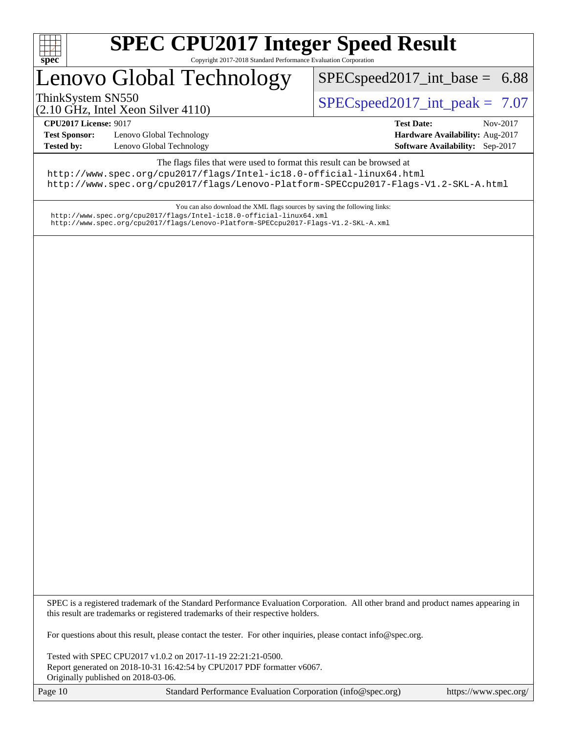The flags files that were used to format this result can be browsed at
http://www.spec.org/cpu2017/flags/Intel-ic18.0-official-linux64.html
http://www.spec.org/cpu2017/flags/Lenovo-Platform-SPECcpu2017-Flags-V1.2-SKL-A.html

You can also download the XML flags sources by saving the following links:
http://www.spec.org/cpu2017/flags/Intel-ic18.0-official-linux64.xml
http://www.spec.org/cpu2017/flags/Lenovo-Platform-SPECcpu2017-Flags-V1.2-SKL-A.xml

SPEC is a registered trademark of the Standard Performance Evaluation Corporation. All other brand and product names appearing in this result are trademarks or registered trademarks of their respective holders.

For questions about this result, please contact the tester. For other inquiries, please contact info@spec.org.

Tested with SPEC CPU2017 v1.0.2 on 2017-11-19 22:21:21-0500.
Report generated on 2018-10-31 16:42:54 by CPU2017 PDF formatter v6067.
Originally published on 2018-03-06.